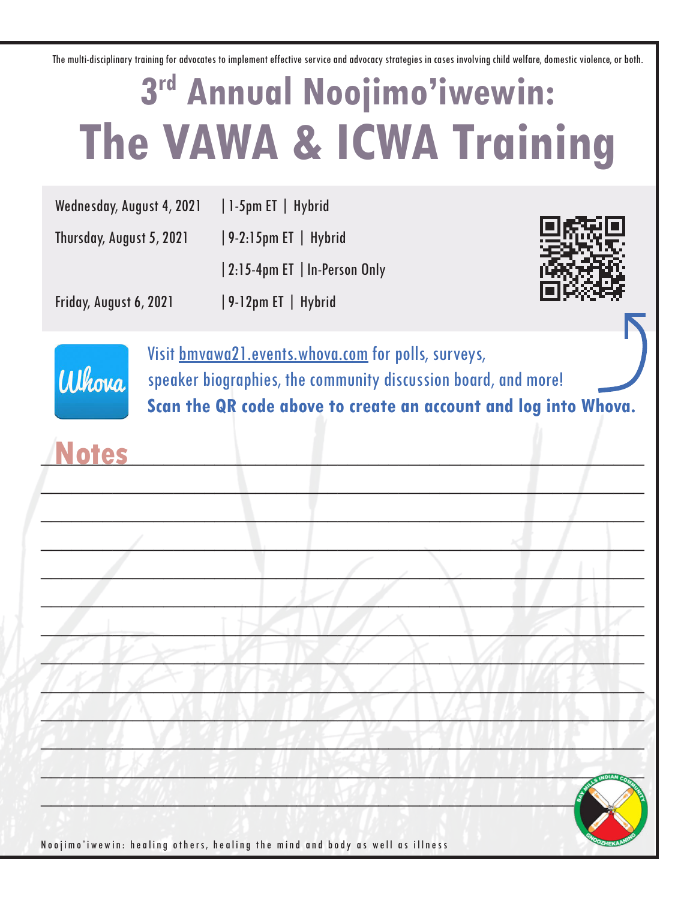The multi-disciplinary training for advocates to implement effective service and advocacy strategies in cases involving child welfare, domestic violence, or both.

# 3rd Annual Noojimo'iwewin: The VAWA & ICWA Training

| | | |
|---|---|---|
| Wednesday, August 4, 2021 | 1-5pm ET | Hybrid |
| Thursday, August 5, 2021 | 9-2:15pm ET | Hybrid |
| | 2:15-4pm ET | In-Person Only |
| Friday, August 6, 2021 | 9-12pm ET | Hybrid |

Visit bmvawa21.events.whova.com for polls, surveys, speaker biographies, the community discussion board, and more!

**Scan the QR code above to create an account and log into Whova.**

## Notes

Noojimo'iwewin: healing others, healing the mind and body as well as illness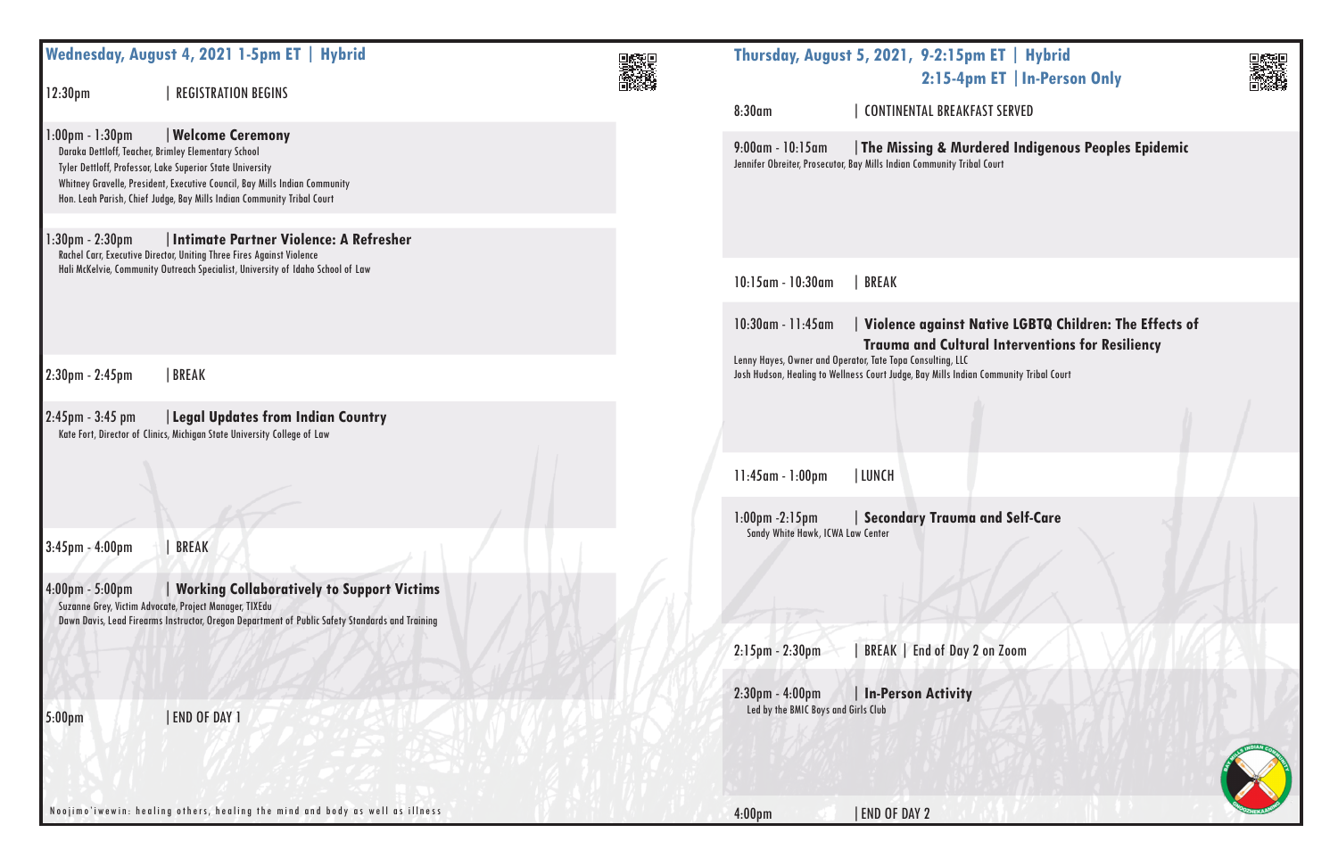## Wednesday, August 4, 2021 1-5pm ET | Hybrid

12:30pm | REGISTRATION BEGINS

1:00pm - 1:30pm | **Welcome Ceremony**

Daraka Dettloff, Teacher, Brimley Elementary School
Tyler Dettloff, Professor, Lake Superior State University
Whitney Gravelle, President, Executive Council, Bay Mills Indian Community
Hon. Leah Parish, Chief Judge, Bay Mills Indian Community Tribal Court

1:30pm - 2:30pm | **Intimate Partner Violence: A Refresher**

Rachel Carr, Executive Director, Uniting Three Fires Against Violence
Hali McKelvie, Community Outreach Specialist, University of Idaho School of Law

2:30pm - 2:45pm | BREAK

2:45pm - 3:45 pm | **Legal Updates from Indian Country**

Kate Fort, Director of Clinics, Michigan State University College of Law

3:45pm - 4:00pm | BREAK

4:00pm - 5:00pm | **Working Collaboratively to Support Victims**

Suzanne Grey, Victim Advocate, Project Manager, TIXEdu
Dawn Davis, Lead Firearms Instructor, Oregon Department of Public Safety Standards and Training

5:00pm | END OF DAY 1

Noojimo'iwewin: healing others, healing the mind and body as well as illness

## Thursday, August 5, 2021, 9-2:15pm ET | Hybrid
## 2:15-4pm ET | In-Person Only

8:30am | CONTINENTAL BREAKFAST SERVED

9:00am - 10:15am | **The Missing & Murdered Indigenous Peoples Epidemic**

Jennifer Obreiter, Prosecutor, Bay Mills Indian Community Tribal Court

10:15am - 10:30am | BREAK

10:30am - 11:45am | **Violence against Native LGBTQ Children: The Effects of Trauma and Cultural Interventions for Resiliency**

Lenny Hayes, Owner and Operator, Tate Topa Consulting, LLC
Josh Hudson, Healing to Wellness Court Judge, Bay Mills Indian Community Tribal Court

11:45am - 1:00pm | LUNCH

1:00pm -2:15pm | **Secondary Trauma and Self-Care**

Sandy White Hawk, ICWA Law Center

2:15pm - 2:30pm | BREAK | End of Day 2 on Zoom

2:30pm - 4:00pm | **In-Person Activity**

Led by the BMIC Boys and Girls Club

4:00pm | END OF DAY 2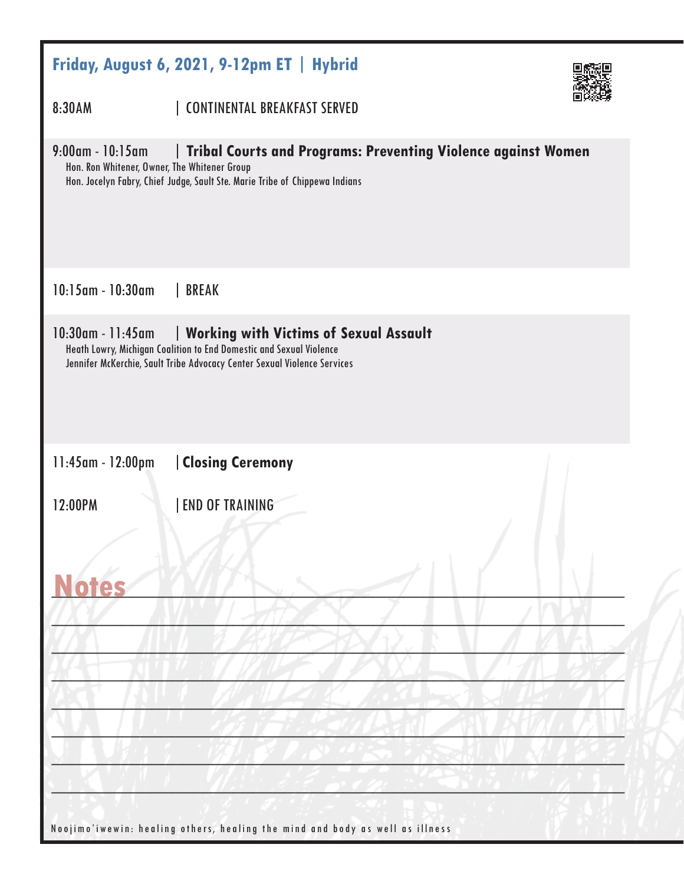## Friday, August 6, 2021, 9-12pm ET | Hybrid

8:30AM | CONTINENTAL BREAKFAST SERVED

9:00am - 10:15am | **Tribal Courts and Programs: Preventing Violence against Women**
Hon. Ron Whitener, Owner, The Whitener Group
Hon. Jocelyn Fabry, Chief Judge, Sault Ste. Marie Tribe of Chippewa Indians

10:15am - 10:30am | BREAK

10:30am - 11:45am | **Working with Victims of Sexual Assault**
Heath Lowry, Michigan Coalition to End Domestic and Sexual Violence
Jennifer McKerchie, Sault Tribe Advocacy Center Sexual Violence Services

11:45am - 12:00pm | **Closing Ceremony**

12:00PM | END OF TRAINING

## Notes

Noojimo'iwewin: healing others, healing the mind and body as well as illness